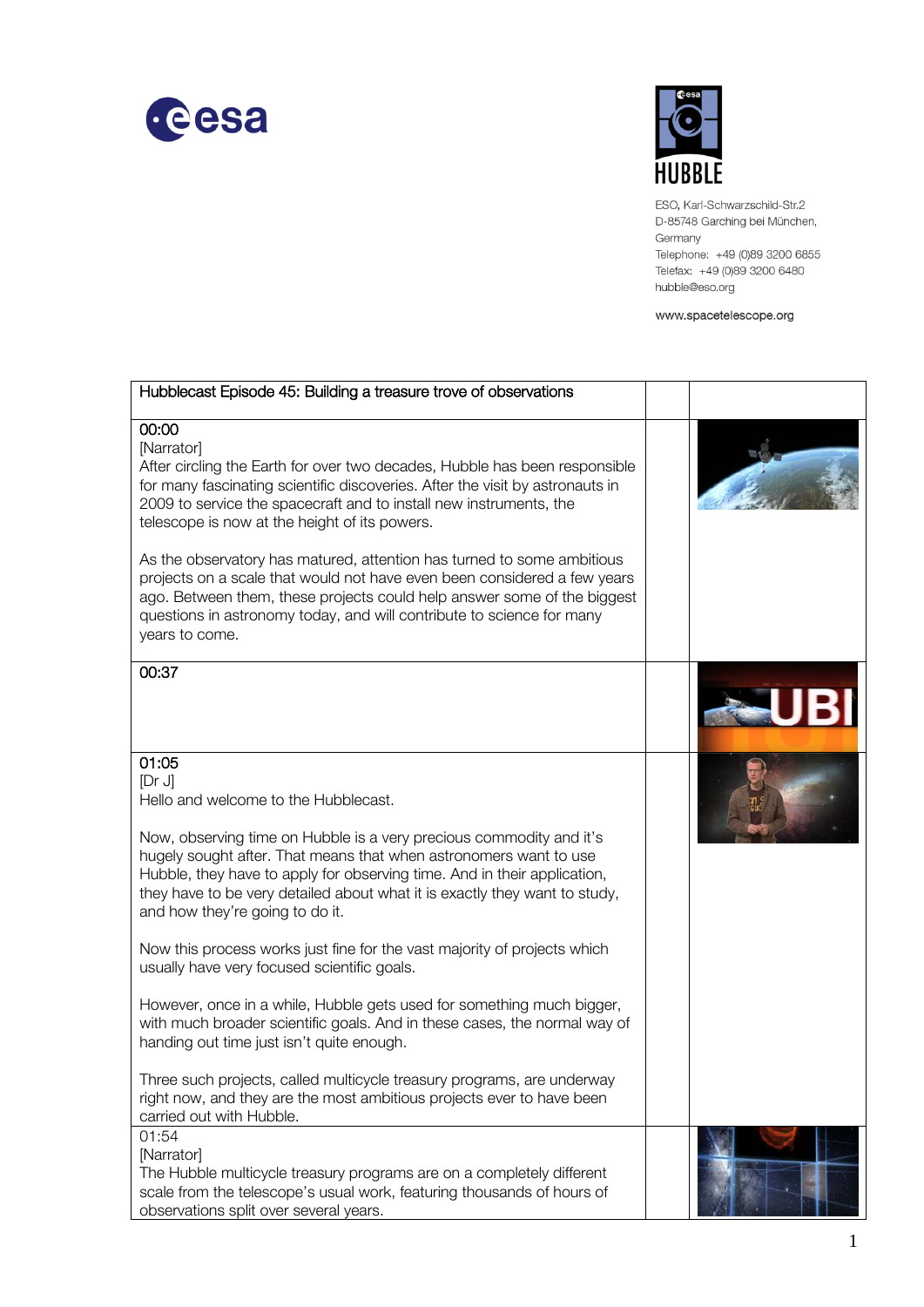ESO, Karl-Schwarzschild-Str.2
D-85748 Garching bei München,
Germany
Telephone: +49 (0)89 3200 6855
Telefax: +49 (0)89 3200 6480
hubble@eso.org

www.spacetelescope.org

| Hubblecast Episode 45: Building a treasure trove of observations | | |
|---|---|---|
| 00:00<br>[Narrator]<br>After circling the Earth for over two decades, Hubble has been responsible for many fascinating scientific discoveries. After the visit by astronauts in 2009 to service the spacecraft and to install new instruments, the telescope is now at the height of its powers.<br><br>As the observatory has matured, attention has turned to some ambitious projects on a scale that would not have even been considered a few years ago. Between them, these projects could help answer some of the biggest questions in astronomy today, and will contribute to science for many years to come. | | |
| 00:37 | | |
| 01:05<br>[Dr J]<br>Hello and welcome to the Hubblecast.<br><br>Now, observing time on Hubble is a very precious commodity and it's hugely sought after. That means that when astronomers want to use Hubble, they have to apply for observing time. And in their application, they have to be very detailed about what it is exactly they want to study, and how they're going to do it.<br><br>Now this process works just fine for the vast majority of projects which usually have very focused scientific goals.<br><br>However, once in a while, Hubble gets used for something much bigger, with much broader scientific goals. And in these cases, the normal way of handing out time just isn't quite enough.<br><br>Three such projects, called multicycle treasury programs, are underway right now, and they are the most ambitious projects ever to have been carried out with Hubble. | | |
| 01:54<br>[Narrator]<br>The Hubble multicycle treasury programs are on a completely different scale from the telescope's usual work, featuring thousands of hours of observations split over several years. | | |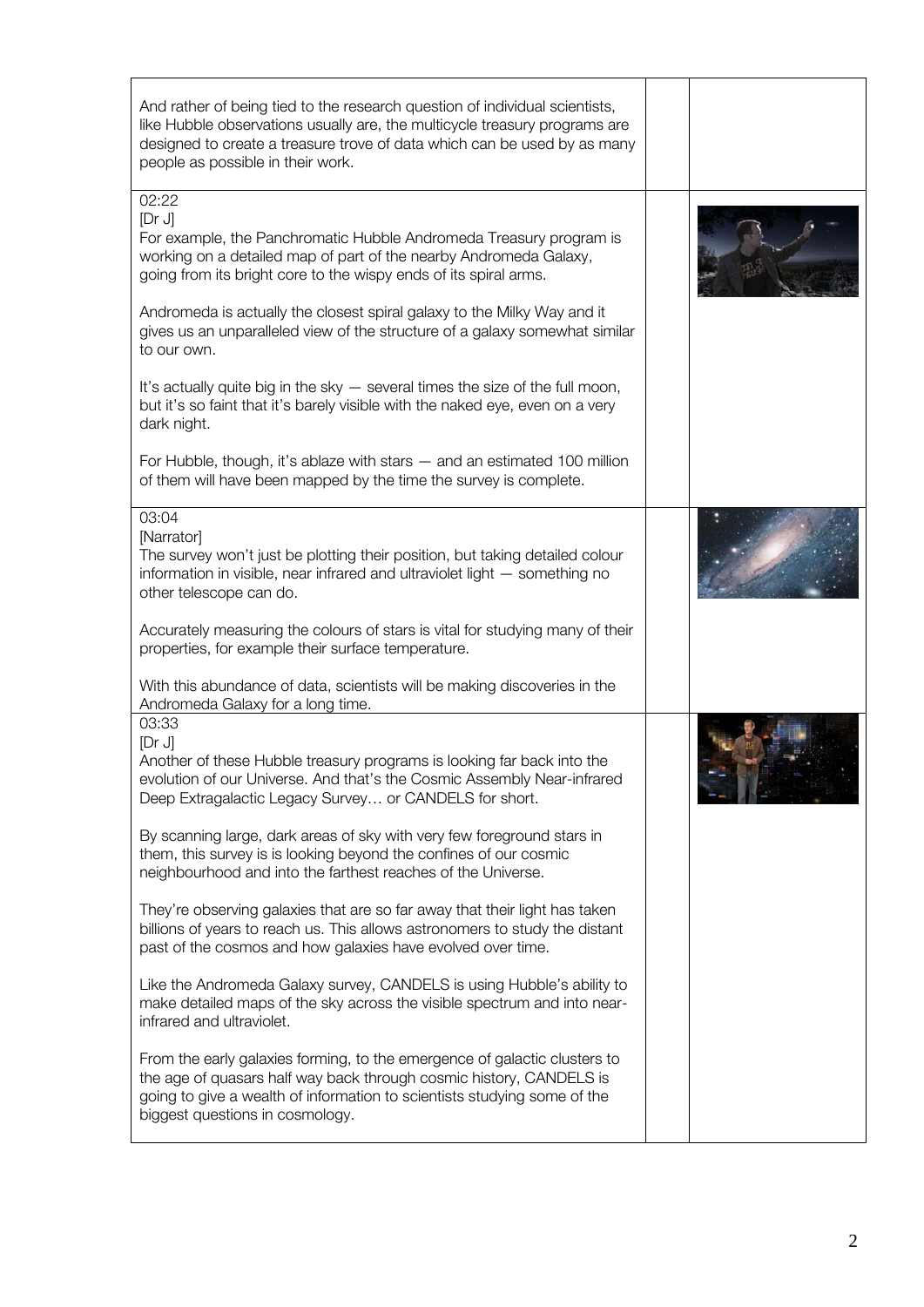| | | |
|---|---|---|
| And rather of being tied to the research question of individual scientists, like Hubble observations usually are, the multicycle treasury programs are designed to create a treasure trove of data which can be used by as many people as possible in their work. | | |
| 02:22<br>[Dr J]<br>For example, the Panchromatic Hubble Andromeda Treasury program is working on a detailed map of part of the nearby Andromeda Galaxy, going from its bright core to the wispy ends of its spiral arms.<br><br>Andromeda is actually the closest spiral galaxy to the Milky Way and it gives us an unparalleled view of the structure of a galaxy somewhat similar to our own.<br><br>It's actually quite big in the sky — several times the size of the full moon, but it's so faint that it's barely visible with the naked eye, even on a very dark night.<br><br>For Hubble, though, it's ablaze with stars — and an estimated 100 million of them will have been mapped by the time the survey is complete. | | |
| 03:04<br>[Narrator]<br>The survey won't just be plotting their position, but taking detailed colour information in visible, near infrared and ultraviolet light — something no other telescope can do.<br><br>Accurately measuring the colours of stars is vital for studying many of their properties, for example their surface temperature.<br><br>With this abundance of data, scientists will be making discoveries in the Andromeda Galaxy for a long time. | | |
| 03:33<br>[Dr J]<br>Another of these Hubble treasury programs is looking far back into the evolution of our Universe. And that's the Cosmic Assembly Near-infrared Deep Extragalactic Legacy Survey… or CANDELS for short.<br><br>By scanning large, dark areas of sky with very few foreground stars in them, this survey is is looking beyond the confines of our cosmic neighbourhood and into the farthest reaches of the Universe.<br><br>They're observing galaxies that are so far away that their light has taken billions of years to reach us. This allows astronomers to study the distant past of the cosmos and how galaxies have evolved over time.<br><br>Like the Andromeda Galaxy survey, CANDELS is using Hubble's ability to make detailed maps of the sky across the visible spectrum and into near-infrared and ultraviolet.<br><br>From the early galaxies forming, to the emergence of galactic clusters to the age of quasars half way back through cosmic history, CANDELS is going to give a wealth of information to scientists studying some of the biggest questions in cosmology. | | |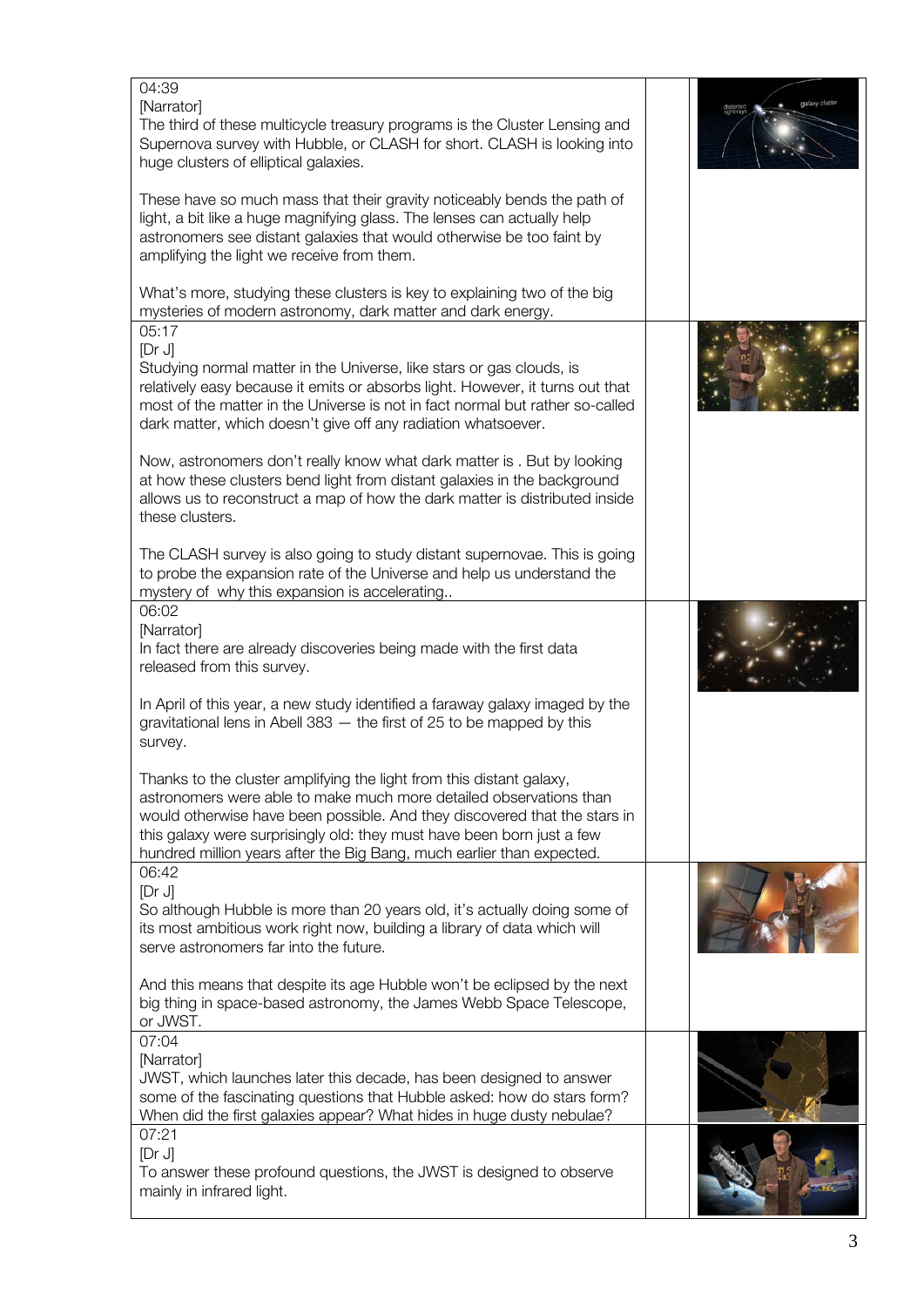| | | |
|---|---|---|
| 04:39<br>[Narrator]<br>The third of these multicycle treasury programs is the Cluster Lensing and Supernova survey with Hubble, or CLASH for short. CLASH is looking into huge clusters of elliptical galaxies.<br><br>These have so much mass that their gravity noticeably bends the path of light, a bit like a huge magnifying glass. The lenses can actually help astronomers see distant galaxies that would otherwise be too faint by amplifying the light we receive from them.<br><br>What's more, studying these clusters is key to explaining two of the big mysteries of modern astronomy, dark matter and dark energy. | | |
| 05:17<br>[Dr J]<br>Studying normal matter in the Universe, like stars or gas clouds, is relatively easy because it emits or absorbs light. However, it turns out that most of the matter in the Universe is not in fact normal but rather so-called dark matter, which doesn't give off any radiation whatsoever.<br><br>Now, astronomers don't really know what dark matter is . But by looking at how these clusters bend light from distant galaxies in the background allows us to reconstruct a map of how the dark matter is distributed inside these clusters.<br><br>The CLASH survey is also going to study distant supernovae. This is going to probe the expansion rate of the Universe and help us understand the mystery of why this expansion is accelerating.. | | |
| 06:02<br>[Narrator]<br>In fact there are already discoveries being made with the first data released from this survey.<br><br>In April of this year, a new study identified a faraway galaxy imaged by the gravitational lens in Abell 383 — the first of 25 to be mapped by this survey.<br><br>Thanks to the cluster amplifying the light from this distant galaxy, astronomers were able to make much more detailed observations than would otherwise have been possible. And they discovered that the stars in this galaxy were surprisingly old: they must have been born just a few hundred million years after the Big Bang, much earlier than expected. | | |
| 06:42<br>[Dr J]<br>So although Hubble is more than 20 years old, it's actually doing some of its most ambitious work right now, building a library of data which will serve astronomers far into the future.<br><br>And this means that despite its age Hubble won't be eclipsed by the next big thing in space-based astronomy, the James Webb Space Telescope, or JWST. | | |
| 07:04<br>[Narrator]<br>JWST, which launches later this decade, has been designed to answer some of the fascinating questions that Hubble asked: how do stars form? When did the first galaxies appear? What hides in huge dusty nebulae? | | |
| 07:21<br>[Dr J]<br>To answer these profound questions, the JWST is designed to observe mainly in infrared light. | | |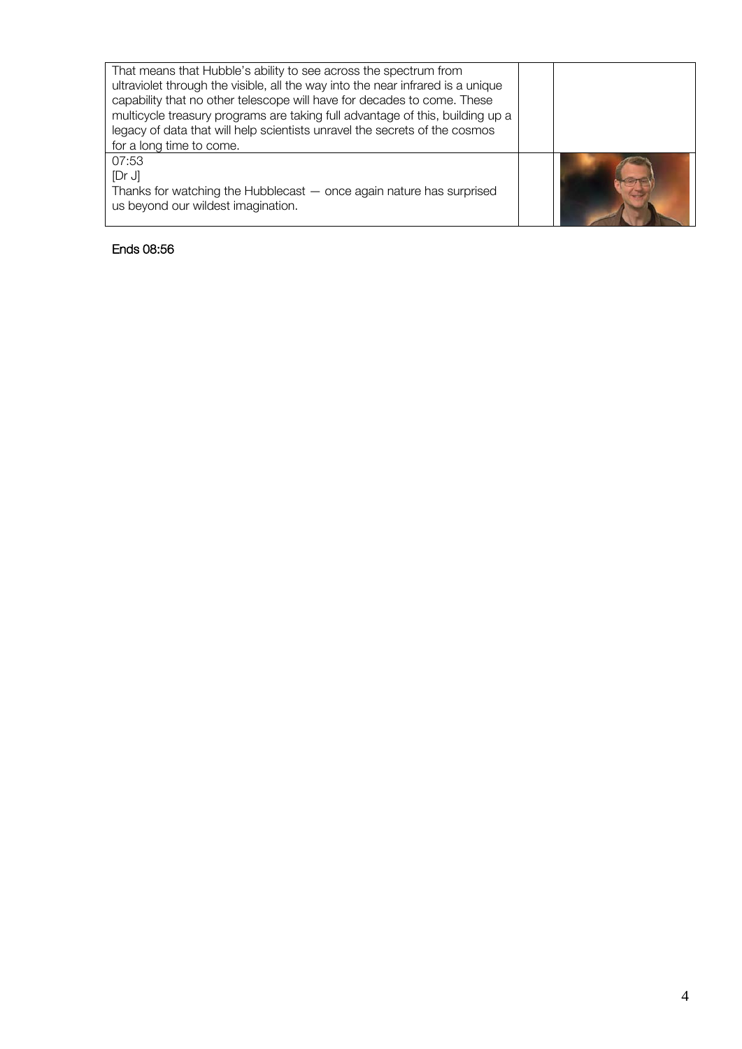| | | |
|---|---|---|
| That means that Hubble's ability to see across the spectrum from ultraviolet through the visible, all the way into the near infrared is a unique capability that no other telescope will have for decades to come. These multicycle treasury programs are taking full advantage of this, building up a legacy of data that will help scientists unravel the secrets of the cosmos for a long time to come. | | |
| 07:53<br>[Dr J]<br>Thanks for watching the Hubblecast — once again nature has surprised us beyond our wildest imagination. | | |

Ends 08:56